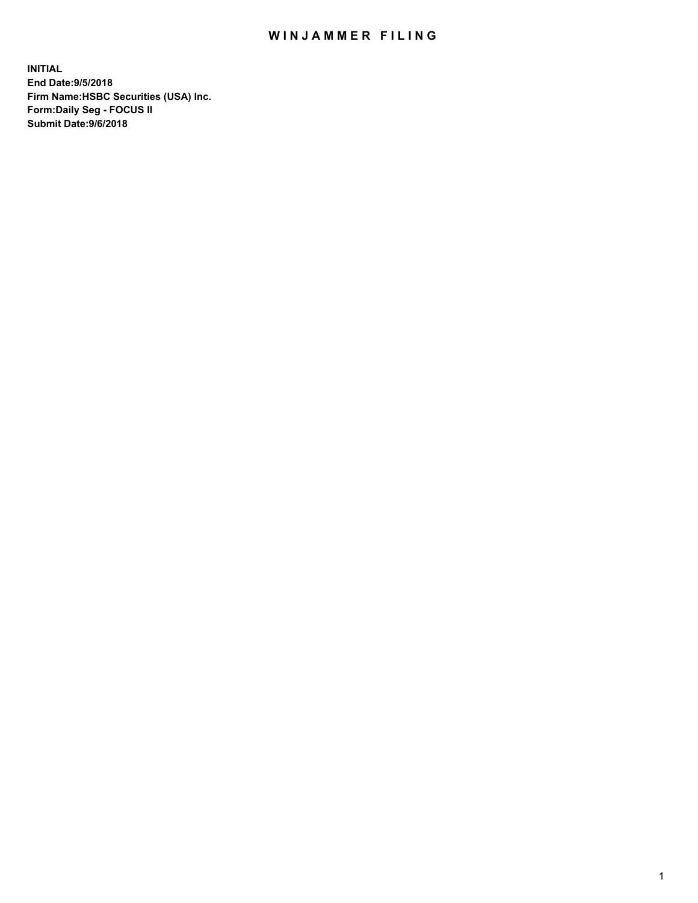# WINJAMMER FILING

**INITIAL**
**End Date:9/5/2018**
**Firm Name:HSBC Securities (USA) Inc.**
**Form:Daily Seg - FOCUS II**
**Submit Date:9/6/2018**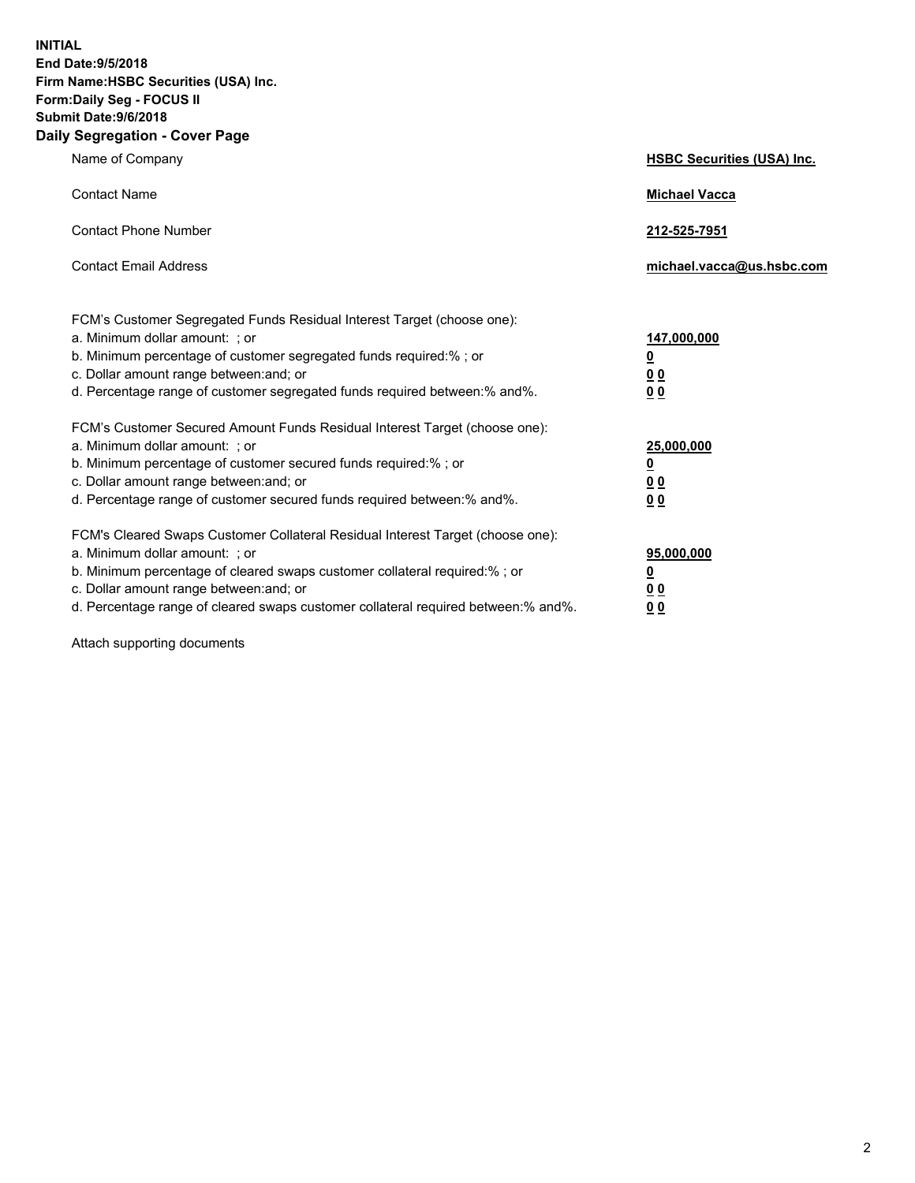**INITIAL**
**End Date:9/5/2018**
**Firm Name:HSBC Securities (USA) Inc.**
**Form:Daily Seg - FOCUS II**
**Submit Date:9/6/2018**

## Daily Segregation - Cover Page

| | |
|---|---|
| Name of Company | **HSBC Securities (USA) Inc.** |
| Contact Name | **Michael Vacca** |
| Contact Phone Number | **212-525-7951** |
| Contact Email Address | **michael.vacca@us.hsbc.com** |

| | |
|---|---|
| FCM's Customer Segregated Funds Residual Interest Target (choose one): | |
| a. Minimum dollar amount: ; or | **147,000,000** |
| b. Minimum percentage of customer segregated funds required:% ; or | **0** |
| c. Dollar amount range between:and; or | **0 0** |
| d. Percentage range of customer segregated funds required between:% and%. | **0 0** |
| FCM's Customer Secured Amount Funds Residual Interest Target (choose one): | |
| a. Minimum dollar amount: ; or | **25,000,000** |
| b. Minimum percentage of customer secured funds required:% ; or | **0** |
| c. Dollar amount range between:and; or | **0 0** |
| d. Percentage range of customer secured funds required between:% and%. | **0 0** |
| FCM's Cleared Swaps Customer Collateral Residual Interest Target (choose one): | |
| a. Minimum dollar amount: ; or | **95,000,000** |
| b. Minimum percentage of cleared swaps customer collateral required:% ; or | **0** |
| c. Dollar amount range between:and; or | **0 0** |
| d. Percentage range of cleared swaps customer collateral required between:% and%. | **0 0** |

Attach supporting documents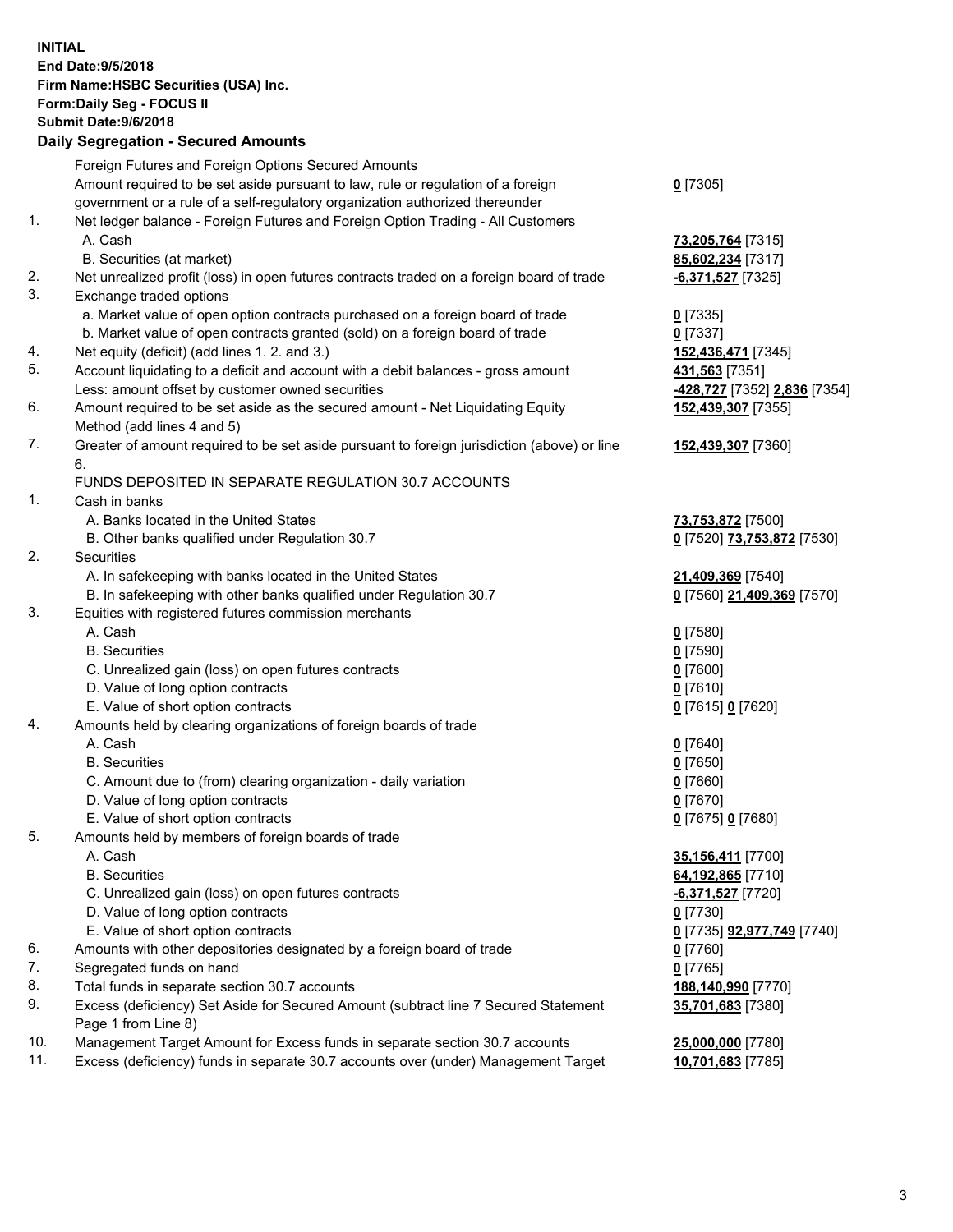**INITIAL**
**End Date:9/5/2018**
**Firm Name:HSBC Securities (USA) Inc.**
**Form:Daily Seg - FOCUS II**
**Submit Date:9/6/2018**

## Daily Segregation - Secured Amounts

| | | |
|---|---|---|
| | Foreign Futures and Foreign Options Secured Amounts | |
| | Amount required to be set aside pursuant to law, rule or regulation of a foreign government or a rule of a self-regulatory organization authorized thereunder | **0** [7305] |
| 1. | Net ledger balance - Foreign Futures and Foreign Option Trading - All Customers | |
| | A. Cash | **73,205,764** [7315] |
| | B. Securities (at market) | **85,602,234** [7317] |
| 2. | Net unrealized profit (loss) in open futures contracts traded on a foreign board of trade | **-6,371,527** [7325] |
| 3. | Exchange traded options | |
| | a. Market value of open option contracts purchased on a foreign board of trade | **0** [7335] |
| | b. Market value of open contracts granted (sold) on a foreign board of trade | **0** [7337] |
| 4. | Net equity (deficit) (add lines 1. 2. and 3.) | **152,436,471** [7345] |
| 5. | Account liquidating to a deficit and account with a debit balances - gross amount | **431,563** [7351] |
| | Less: amount offset by customer owned securities | **-428,727** [7352] **2,836** [7354] |
| 6. | Amount required to be set aside as the secured amount - Net Liquidating Equity Method (add lines 4 and 5) | **152,439,307** [7355] |
| 7. | Greater of amount required to be set aside pursuant to foreign jurisdiction (above) or line 6. | **152,439,307** [7360] |
| | FUNDS DEPOSITED IN SEPARATE REGULATION 30.7 ACCOUNTS | |
| 1. | Cash in banks | |
| | A. Banks located in the United States | **73,753,872** [7500] |
| | B. Other banks qualified under Regulation 30.7 | **0** [7520] **73,753,872** [7530] |
| 2. | Securities | |
| | A. In safekeeping with banks located in the United States | **21,409,369** [7540] |
| | B. In safekeeping with other banks qualified under Regulation 30.7 | **0** [7560] **21,409,369** [7570] |
| 3. | Equities with registered futures commission merchants | |
| | A. Cash | **0** [7580] |
| | B. Securities | **0** [7590] |
| | C. Unrealized gain (loss) on open futures contracts | **0** [7600] |
| | D. Value of long option contracts | **0** [7610] |
| | E. Value of short option contracts | **0** [7615] **0** [7620] |
| 4. | Amounts held by clearing organizations of foreign boards of trade | |
| | A. Cash | **0** [7640] |
| | B. Securities | **0** [7650] |
| | C. Amount due to (from) clearing organization - daily variation | **0** [7660] |
| | D. Value of long option contracts | **0** [7670] |
| | E. Value of short option contracts | **0** [7675] **0** [7680] |
| 5. | Amounts held by members of foreign boards of trade | |
| | A. Cash | **35,156,411** [7700] |
| | B. Securities | **64,192,865** [7710] |
| | C. Unrealized gain (loss) on open futures contracts | **-6,371,527** [7720] |
| | D. Value of long option contracts | **0** [7730] |
| | E. Value of short option contracts | **0** [7735] **92,977,749** [7740] |
| 6. | Amounts with other depositories designated by a foreign board of trade | **0** [7760] |
| 7. | Segregated funds on hand | **0** [7765] |
| 8. | Total funds in separate section 30.7 accounts | **188,140,990** [7770] |
| 9. | Excess (deficiency) Set Aside for Secured Amount (subtract line 7 Secured Statement Page 1 from Line 8) | **35,701,683** [7380] |
| 10. | Management Target Amount for Excess funds in separate section 30.7 accounts | **25,000,000** [7780] |
| 11. | Excess (deficiency) funds in separate 30.7 accounts over (under) Management Target | **10,701,683** [7785] |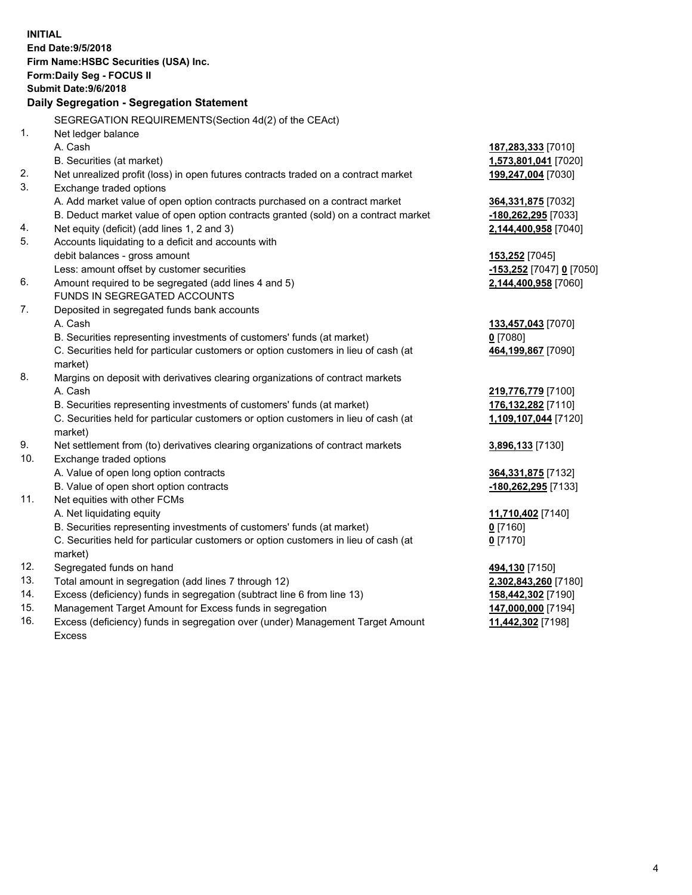**INITIAL**
**End Date:9/5/2018**
**Firm Name:HSBC Securities (USA) Inc.**
**Form:Daily Seg - FOCUS II**
**Submit Date:9/6/2018**

**Daily Segregation - Segregation Statement**

| | | |
|---|---|---|
| | SEGREGATION REQUIREMENTS(Section 4d(2) of the CEAct) | |
| 1. | Net ledger balance | |
| | A. Cash | **187,283,333** [7010] |
| | B. Securities (at market) | **1,573,801,041** [7020] |
| 2. | Net unrealized profit (loss) in open futures contracts traded on a contract market | **199,247,004** [7030] |
| 3. | Exchange traded options | |
| | A. Add market value of open option contracts purchased on a contract market | **364,331,875** [7032] |
| | B. Deduct market value of open option contracts granted (sold) on a contract market | **-180,262,295** [7033] |
| 4. | Net equity (deficit) (add lines 1, 2 and 3) | **2,144,400,958** [7040] |
| 5. | Accounts liquidating to a deficit and accounts with debit balances - gross amount | **153,252** [7045] |
| | Less: amount offset by customer securities | **-153,252** [7047] **0** [7050] |
| 6. | Amount required to be segregated (add lines 4 and 5) | **2,144,400,958** [7060] |
| | FUNDS IN SEGREGATED ACCOUNTS | |
| 7. | Deposited in segregated funds bank accounts | |
| | A. Cash | **133,457,043** [7070] |
| | B. Securities representing investments of customers' funds (at market) | **0** [7080] |
| | C. Securities held for particular customers or option customers in lieu of cash (at market) | **464,199,867** [7090] |
| 8. | Margins on deposit with derivatives clearing organizations of contract markets | |
| | A. Cash | **219,776,779** [7100] |
| | B. Securities representing investments of customers' funds (at market) | **176,132,282** [7110] |
| | C. Securities held for particular customers or option customers in lieu of cash (at market) | **1,109,107,044** [7120] |
| 9. | Net settlement from (to) derivatives clearing organizations of contract markets | **3,896,133** [7130] |
| 10. | Exchange traded options | |
| | A. Value of open long option contracts | **364,331,875** [7132] |
| | B. Value of open short option contracts | **-180,262,295** [7133] |
| 11. | Net equities with other FCMs | |
| | A. Net liquidating equity | **11,710,402** [7140] |
| | B. Securities representing investments of customers' funds (at market) | **0** [7160] |
| | C. Securities held for particular customers or option customers in lieu of cash (at market) | **0** [7170] |
| 12. | Segregated funds on hand | **494,130** [7150] |
| 13. | Total amount in segregation (add lines 7 through 12) | **2,302,843,260** [7180] |
| 14. | Excess (deficiency) funds in segregation (subtract line 6 from line 13) | **158,442,302** [7190] |
| 15. | Management Target Amount for Excess funds in segregation | **147,000,000** [7194] |
| 16. | Excess (deficiency) funds in segregation over (under) Management Target Amount Excess | **11,442,302** [7198] |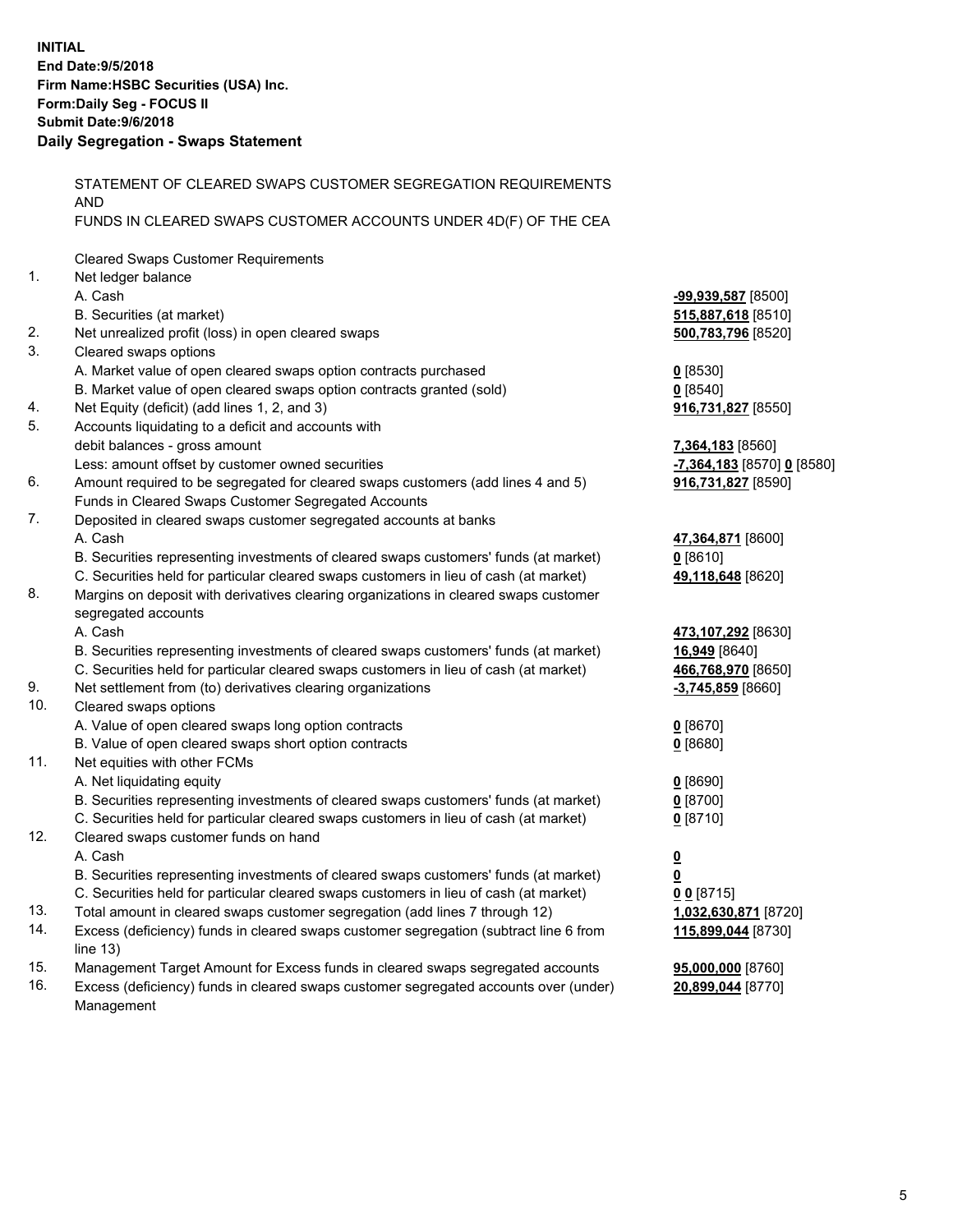**INITIAL**
**End Date:9/5/2018**
**Firm Name:HSBC Securities (USA) Inc.**
**Form:Daily Seg - FOCUS II**
**Submit Date:9/6/2018**
**Daily Segregation - Swaps Statement**

STATEMENT OF CLEARED SWAPS CUSTOMER SEGREGATION REQUIREMENTS AND FUNDS IN CLEARED SWAPS CUSTOMER ACCOUNTS UNDER 4D(F) OF THE CEA

| | | |
|---|---|---|
| | Cleared Swaps Customer Requirements | |
| 1. | Net ledger balance | |
| | A. Cash | **-99,939,587** [8500] |
| | B. Securities (at market) | **515,887,618** [8510] |
| 2. | Net unrealized profit (loss) in open cleared swaps | **500,783,796** [8520] |
| 3. | Cleared swaps options | |
| | A. Market value of open cleared swaps option contracts purchased | **0** [8530] |
| | B. Market value of open cleared swaps option contracts granted (sold) | **0** [8540] |
| 4. | Net Equity (deficit) (add lines 1, 2, and 3) | **916,731,827** [8550] |
| 5. | Accounts liquidating to a deficit and accounts with debit balances - gross amount | **7,364,183** [8560] |
| | Less: amount offset by customer owned securities | **-7,364,183** [8570] **0** [8580] |
| 6. | Amount required to be segregated for cleared swaps customers (add lines 4 and 5) | **916,731,827** [8590] |
| | Funds in Cleared Swaps Customer Segregated Accounts | |
| 7. | Deposited in cleared swaps customer segregated accounts at banks | |
| | A. Cash | **47,364,871** [8600] |
| | B. Securities representing investments of cleared swaps customers' funds (at market) | **0** [8610] |
| | C. Securities held for particular cleared swaps customers in lieu of cash (at market) | **49,118,648** [8620] |
| 8. | Margins on deposit with derivatives clearing organizations in cleared swaps customer segregated accounts | |
| | A. Cash | **473,107,292** [8630] |
| | B. Securities representing investments of cleared swaps customers' funds (at market) | **16,949** [8640] |
| | C. Securities held for particular cleared swaps customers in lieu of cash (at market) | **466,768,970** [8650] |
| 9. | Net settlement from (to) derivatives clearing organizations | **-3,745,859** [8660] |
| 10. | Cleared swaps options | |
| | A. Value of open cleared swaps long option contracts | **0** [8670] |
| | B. Value of open cleared swaps short option contracts | **0** [8680] |
| 11. | Net equities with other FCMs | |
| | A. Net liquidating equity | **0** [8690] |
| | B. Securities representing investments of cleared swaps customers' funds (at market) | **0** [8700] |
| | C. Securities held for particular cleared swaps customers in lieu of cash (at market) | **0** [8710] |
| 12. | Cleared swaps customer funds on hand | |
| | A. Cash | **0** |
| | B. Securities representing investments of cleared swaps customers' funds (at market) | **0** |
| | C. Securities held for particular cleared swaps customers in lieu of cash (at market) | **0** **0** [8715] |
| 13. | Total amount in cleared swaps customer segregation (add lines 7 through 12) | **1,032,630,871** [8720] |
| 14. | Excess (deficiency) funds in cleared swaps customer segregation (subtract line 6 from line 13) | **115,899,044** [8730] |
| 15. | Management Target Amount for Excess funds in cleared swaps segregated accounts | **95,000,000** [8760] |
| 16. | Excess (deficiency) funds in cleared swaps customer segregated accounts over (under) Management | **20,899,044** [8770] |